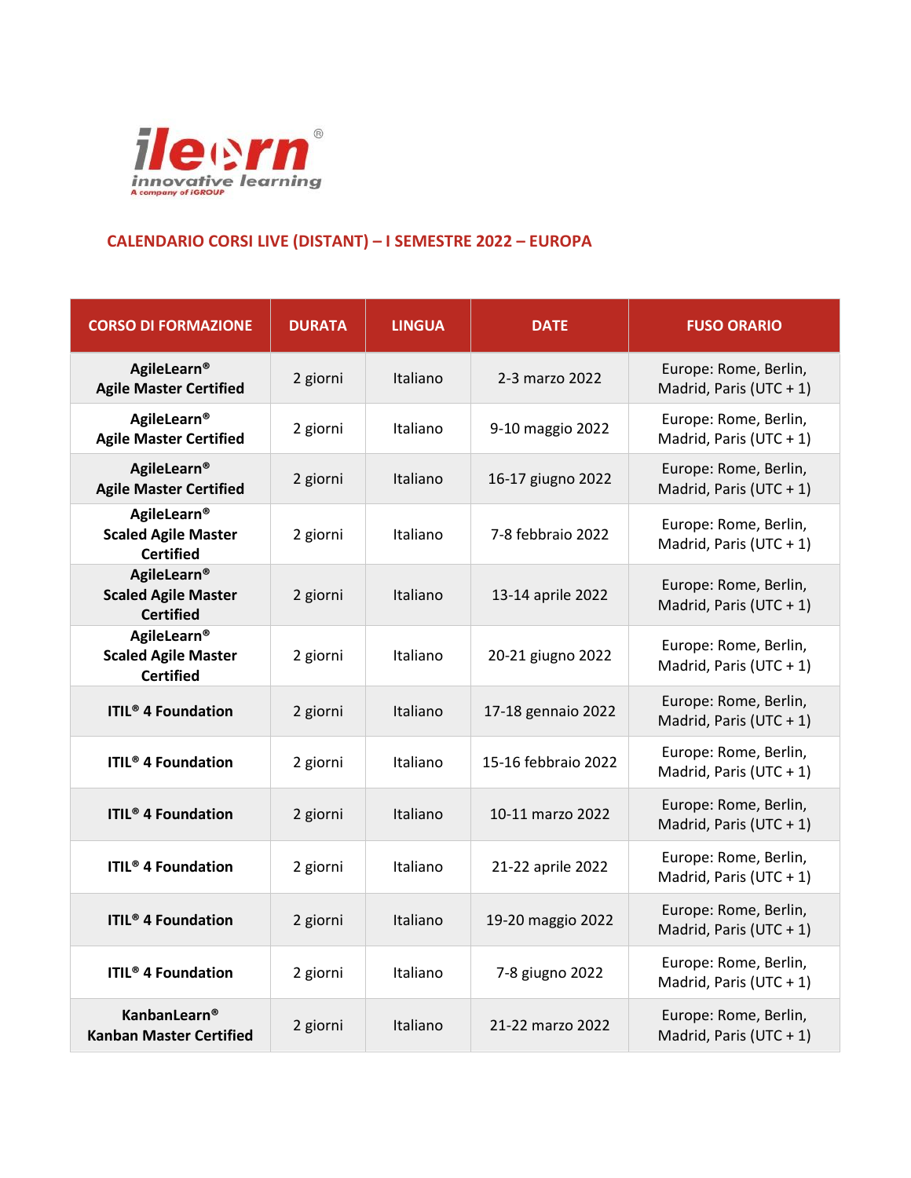ilearn®
innovative learning
A company of iGROUP

## CALENDARIO CORSI LIVE (DISTANT) – I SEMESTRE 2022 – EUROPA

| CORSO DI FORMAZIONE | DURATA | LINGUA | DATE | FUSO ORARIO |
|---|---|---|---|---|
| **AgileLearn® Agile Master Certified** | 2 giorni | Italiano | 2-3 marzo 2022 | Europe: Rome, Berlin, Madrid, Paris (UTC + 1) |
| **AgileLearn® Agile Master Certified** | 2 giorni | Italiano | 9-10 maggio 2022 | Europe: Rome, Berlin, Madrid, Paris (UTC + 1) |
| **AgileLearn® Agile Master Certified** | 2 giorni | Italiano | 16-17 giugno 2022 | Europe: Rome, Berlin, Madrid, Paris (UTC + 1) |
| **AgileLearn® Scaled Agile Master Certified** | 2 giorni | Italiano | 7-8 febbraio 2022 | Europe: Rome, Berlin, Madrid, Paris (UTC + 1) |
| **AgileLearn® Scaled Agile Master Certified** | 2 giorni | Italiano | 13-14 aprile 2022 | Europe: Rome, Berlin, Madrid, Paris (UTC + 1) |
| **AgileLearn® Scaled Agile Master Certified** | 2 giorni | Italiano | 20-21 giugno 2022 | Europe: Rome, Berlin, Madrid, Paris (UTC + 1) |
| **ITIL® 4 Foundation** | 2 giorni | Italiano | 17-18 gennaio 2022 | Europe: Rome, Berlin, Madrid, Paris (UTC + 1) |
| **ITIL® 4 Foundation** | 2 giorni | Italiano | 15-16 febbraio 2022 | Europe: Rome, Berlin, Madrid, Paris (UTC + 1) |
| **ITIL® 4 Foundation** | 2 giorni | Italiano | 10-11 marzo 2022 | Europe: Rome, Berlin, Madrid, Paris (UTC + 1) |
| **ITIL® 4 Foundation** | 2 giorni | Italiano | 21-22 aprile 2022 | Europe: Rome, Berlin, Madrid, Paris (UTC + 1) |
| **ITIL® 4 Foundation** | 2 giorni | Italiano | 19-20 maggio 2022 | Europe: Rome, Berlin, Madrid, Paris (UTC + 1) |
| **ITIL® 4 Foundation** | 2 giorni | Italiano | 7-8 giugno 2022 | Europe: Rome, Berlin, Madrid, Paris (UTC + 1) |
| **KanbanLearn® Kanban Master Certified** | 2 giorni | Italiano | 21-22 marzo 2022 | Europe: Rome, Berlin, Madrid, Paris (UTC + 1) |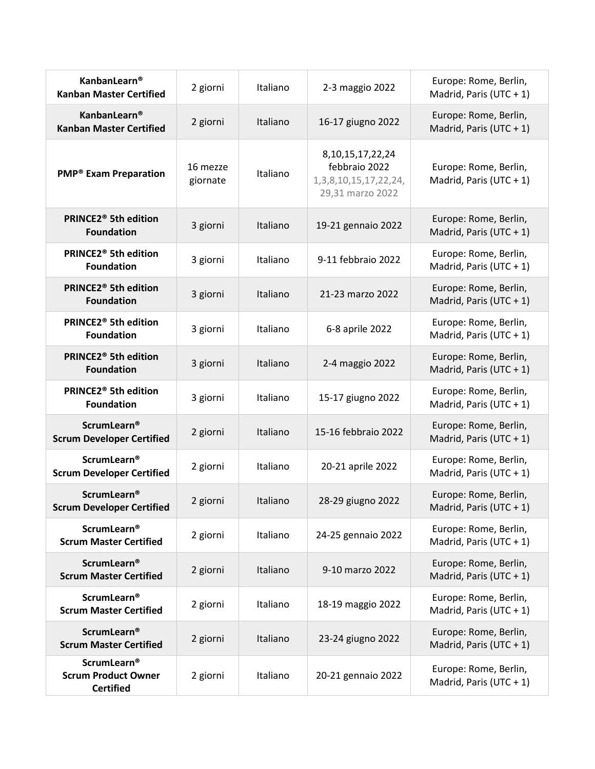| | | | | |
|---|---|---|---|---|
| **KanbanLearn® Kanban Master Certified** | 2 giorni | Italiano | 2-3 maggio 2022 | Europe: Rome, Berlin, Madrid, Paris (UTC + 1) |
| **KanbanLearn® Kanban Master Certified** | 2 giorni | Italiano | 16-17 giugno 2022 | Europe: Rome, Berlin, Madrid, Paris (UTC + 1) |
| **PMP® Exam Preparation** | 16 mezze giornate | Italiano | 8,10,15,17,22,24 febbraio 2022 1,3,8,10,15,17,22,24, 29,31 marzo 2022 | Europe: Rome, Berlin, Madrid, Paris (UTC + 1) |
| **PRINCE2® 5th edition Foundation** | 3 giorni | Italiano | 19-21 gennaio 2022 | Europe: Rome, Berlin, Madrid, Paris (UTC + 1) |
| **PRINCE2® 5th edition Foundation** | 3 giorni | Italiano | 9-11 febbraio 2022 | Europe: Rome, Berlin, Madrid, Paris (UTC + 1) |
| **PRINCE2® 5th edition Foundation** | 3 giorni | Italiano | 21-23 marzo 2022 | Europe: Rome, Berlin, Madrid, Paris (UTC + 1) |
| **PRINCE2® 5th edition Foundation** | 3 giorni | Italiano | 6-8 aprile 2022 | Europe: Rome, Berlin, Madrid, Paris (UTC + 1) |
| **PRINCE2® 5th edition Foundation** | 3 giorni | Italiano | 2-4 maggio 2022 | Europe: Rome, Berlin, Madrid, Paris (UTC + 1) |
| **PRINCE2® 5th edition Foundation** | 3 giorni | Italiano | 15-17 giugno 2022 | Europe: Rome, Berlin, Madrid, Paris (UTC + 1) |
| **ScrumLearn® Scrum Developer Certified** | 2 giorni | Italiano | 15-16 febbraio 2022 | Europe: Rome, Berlin, Madrid, Paris (UTC + 1) |
| **ScrumLearn® Scrum Developer Certified** | 2 giorni | Italiano | 20-21 aprile 2022 | Europe: Rome, Berlin, Madrid, Paris (UTC + 1) |
| **ScrumLearn® Scrum Developer Certified** | 2 giorni | Italiano | 28-29 giugno 2022 | Europe: Rome, Berlin, Madrid, Paris (UTC + 1) |
| **ScrumLearn® Scrum Master Certified** | 2 giorni | Italiano | 24-25 gennaio 2022 | Europe: Rome, Berlin, Madrid, Paris (UTC + 1) |
| **ScrumLearn® Scrum Master Certified** | 2 giorni | Italiano | 9-10 marzo 2022 | Europe: Rome, Berlin, Madrid, Paris (UTC + 1) |
| **ScrumLearn® Scrum Master Certified** | 2 giorni | Italiano | 18-19 maggio 2022 | Europe: Rome, Berlin, Madrid, Paris (UTC + 1) |
| **ScrumLearn® Scrum Master Certified** | 2 giorni | Italiano | 23-24 giugno 2022 | Europe: Rome, Berlin, Madrid, Paris (UTC + 1) |
| **ScrumLearn® Scrum Product Owner Certified** | 2 giorni | Italiano | 20-21 gennaio 2022 | Europe: Rome, Berlin, Madrid, Paris (UTC + 1) |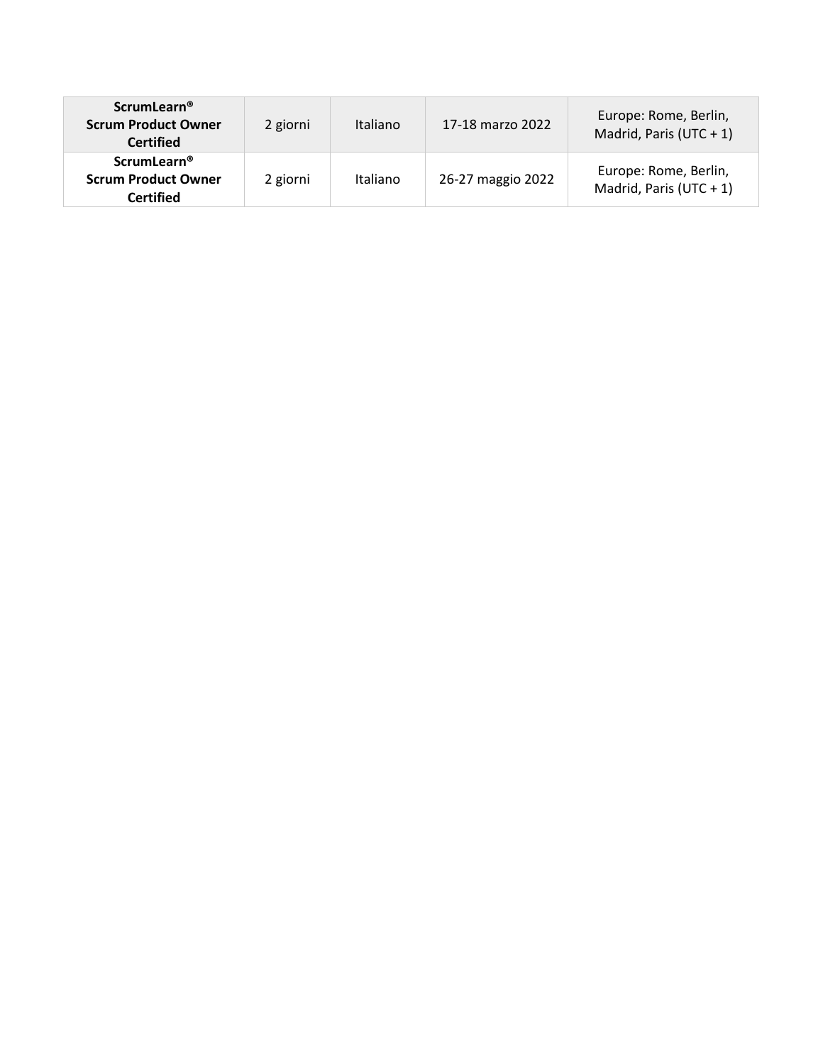| | | | | |
|---|---|---|---|---|
| **ScrumLearn® Scrum Product Owner Certified** | 2 giorni | Italiano | 17-18 marzo 2022 | Europe: Rome, Berlin, Madrid, Paris (UTC + 1) |
| **ScrumLearn® Scrum Product Owner Certified** | 2 giorni | Italiano | 26-27 maggio 2022 | Europe: Rome, Berlin, Madrid, Paris (UTC + 1) |